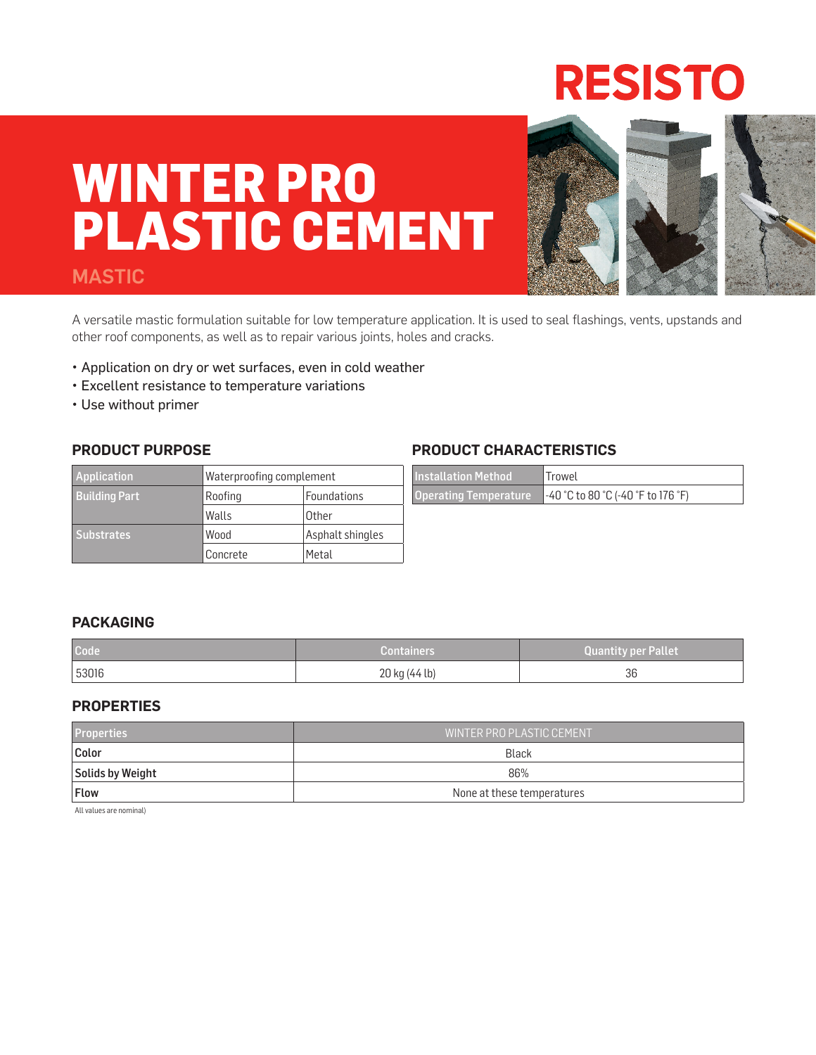RESISTO

# WINTER PRO PLASTIC CEMENT

## MASTIC

A versatile mastic formulation suitable for low temperature application. It is used to seal flashings, vents, upstands and other roof components, as well as to repair various joints, holes and cracks.

- Application on dry or wet surfaces, even in cold weather
- Excellent resistance to temperature variations
- Use without primer

### PRODUCT PURPOSE

| Application | Waterproofing complement | |
|---|---|---|
| Building Part | Roofing | Foundations |
| | Walls | Other |
| Substrates | Wood | Asphalt shingles |
| | Concrete | Metal |

### PRODUCT CHARACTERISTICS

| Installation Method | Trowel |
|---|---|
| Operating Temperature | -40 °C to 80 °C (-40 °F to 176 °F) |

### PACKAGING

| Code | Containers | Quantity per Pallet |
|---|---|---|
| 53016 | 20 kg (44 lb) | 36 |

### PROPERTIES

| Properties | WINTER PRO PLASTIC CEMENT |
|---|---|
| **Color** | Black |
| **Solids by Weight** | 86% |
| **Flow** | None at these temperatures |

All values are nominal)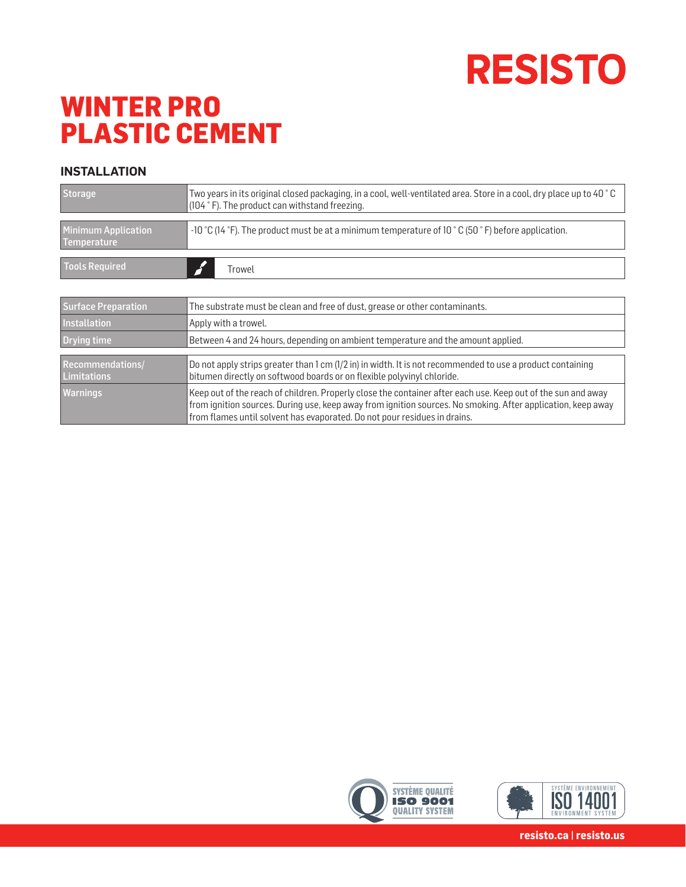# RESISTO

# WINTER PRO PLASTIC CEMENT

## INSTALLATION

| | |
|---|---|
| Storage | Two years in its original closed packaging, in a cool, well-ventilated area. Store in a cool, dry place up to 40 ˚ C (104 ˚ F). The product can withstand freezing. |
| Minimum Application Temperature | -10 °C (14 °F). The product must be at a minimum temperature of 10 ˚ C (50 ˚ F) before application. |
| Tools Required | Trowel |

| | |
|---|---|
| Surface Preparation | The substrate must be clean and free of dust, grease or other contaminants. |
| Installation | Apply with a trowel. |
| Drying time | Between 4 and 24 hours, depending on ambient temperature and the amount applied. |

| | |
|---|---|
| Recommendations/ Limitations | Do not apply strips greater than 1 cm (1/2 in) in width. It is not recommended to use a product containing bitumen directly on softwood boards or on flexible polyvinyl chloride. |
| Warnings | Keep out of the reach of children. Properly close the container after each use. Keep out of the sun and away from ignition sources. During use, keep away from ignition sources. No smoking. After application, keep away from flames until solvent has evaporated. Do not pour residues in drains. |

SYSTÈME QUALITÉ ISO 9001 QUALITY SYSTEM

SYSTÈME ENVIRONNEMENT ISO 14001 ENVIRONMENT SYSTEM

resisto.ca | resisto.us